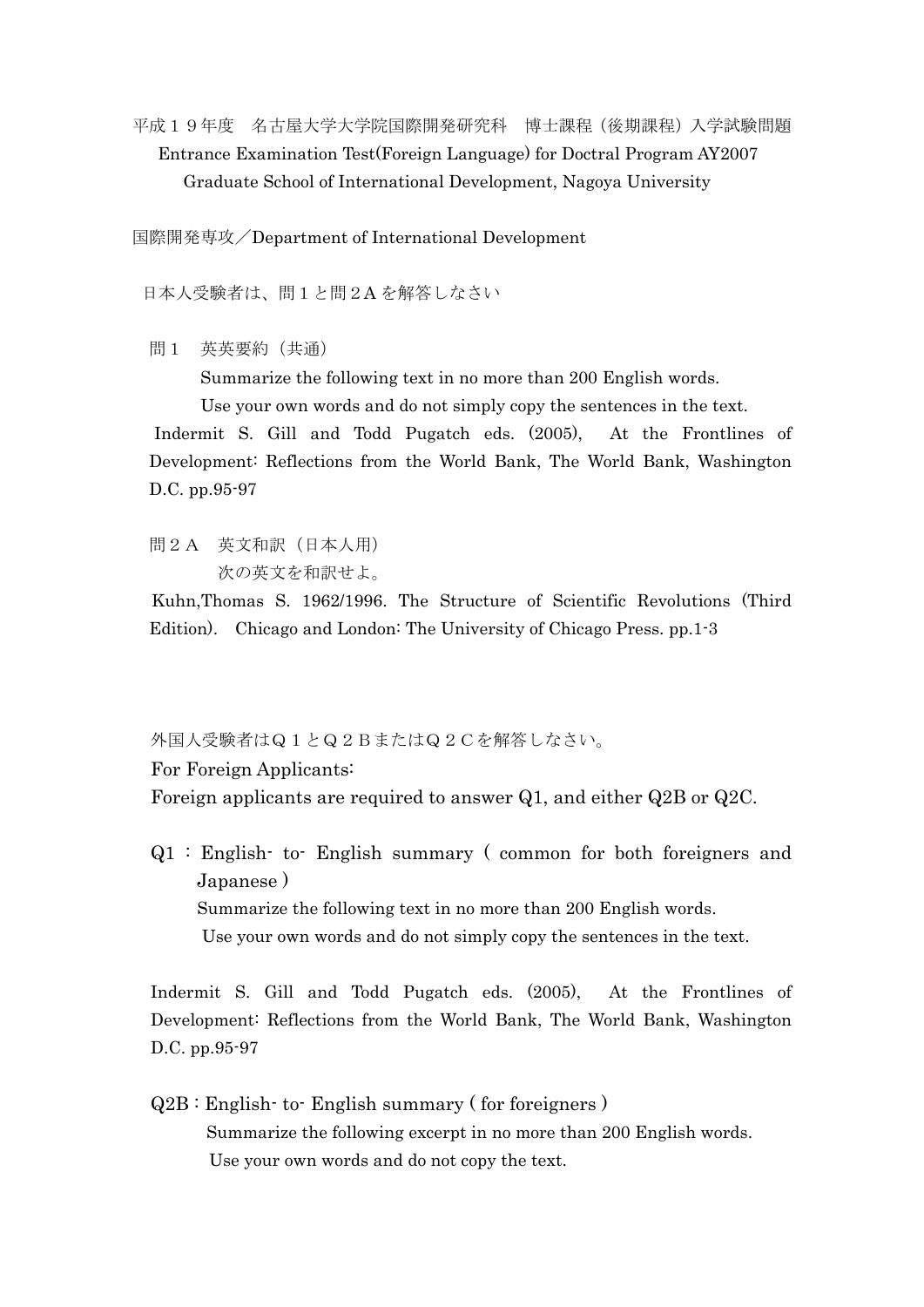平成１９年度　名古屋大学大学院国際開発研究科　博士課程（後期課程）入学試験問題
Entrance Examination Test(Foreign Language) for Doctral Program AY2007
Graduate School of International Development, Nagoya University

国際開発専攻／Department of International Development

日本人受験者は、問１と問２A を解答しなさい

問１　英英要約（共通）

Summarize the following text in no more than 200 English words.
Use your own words and do not simply copy the sentences in the text.

Indermit S. Gill and Todd Pugatch eds. (2005), At the Frontlines of Development: Reflections from the World Bank, The World Bank, Washington D.C. pp.95-97

問２A　英文和訳（日本人用）

次の英文を和訳せよ。

Kuhn,Thomas S. 1962/1996. The Structure of Scientific Revolutions (Third Edition). Chicago and London: The University of Chicago Press. pp.1-3

外国人受験者はＱ１とＱ２ＢまたはＱ２Ｃを解答しなさい。

For Foreign Applicants:

Foreign applicants are required to answer Q1, and either Q2B or Q2C.

Q1 : English- to- English summary ( common for both foreigners and Japanese )

Summarize the following text in no more than 200 English words.
Use your own words and do not simply copy the sentences in the text.

Indermit S. Gill and Todd Pugatch eds. (2005), At the Frontlines of Development: Reflections from the World Bank, The World Bank, Washington D.C. pp.95-97

Q2B : English- to- English summary ( for foreigners )

Summarize the following excerpt in no more than 200 English words.
Use your own words and do not copy the text.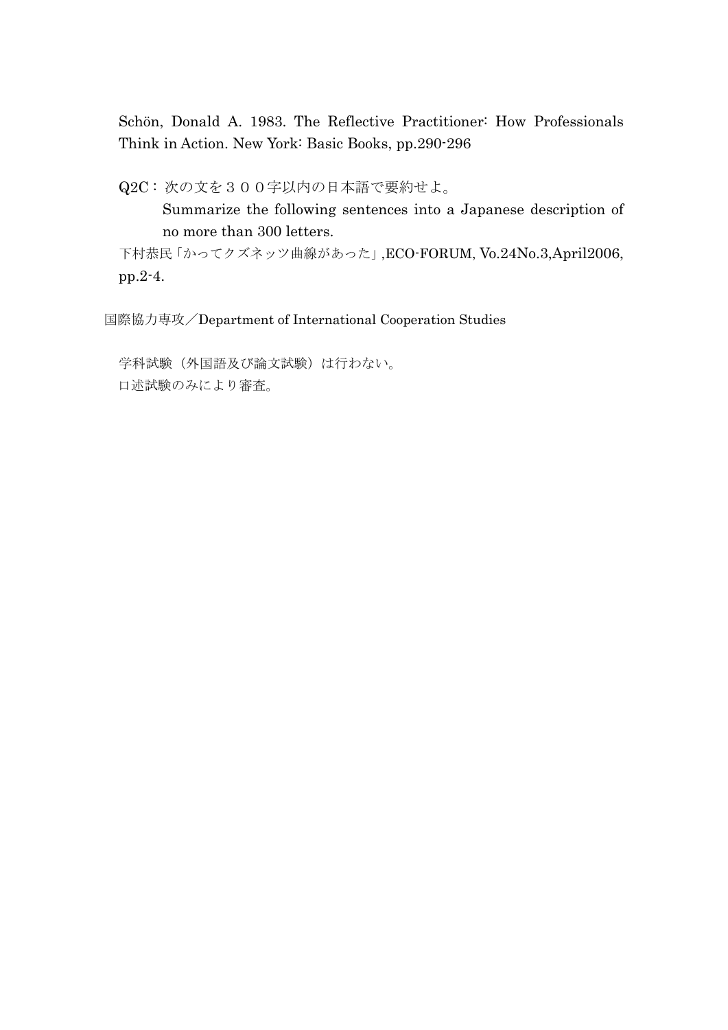Schön, Donald A. 1983. The Reflective Practitioner: How Professionals Think in Action. New York: Basic Books, pp.290-296

Q2C：次の文を３００字以内の日本語で要約せよ。

Summarize the following sentences into a Japanese description of no more than 300 letters.

下村恭民「かってクズネッツ曲線があった」,ECO-FORUM, Vo.24No.3,April2006, pp.2-4.

国際協力専攻／Department of International Cooperation Studies

学科試験（外国語及び論文試験）は行わない。
口述試験のみにより審査。